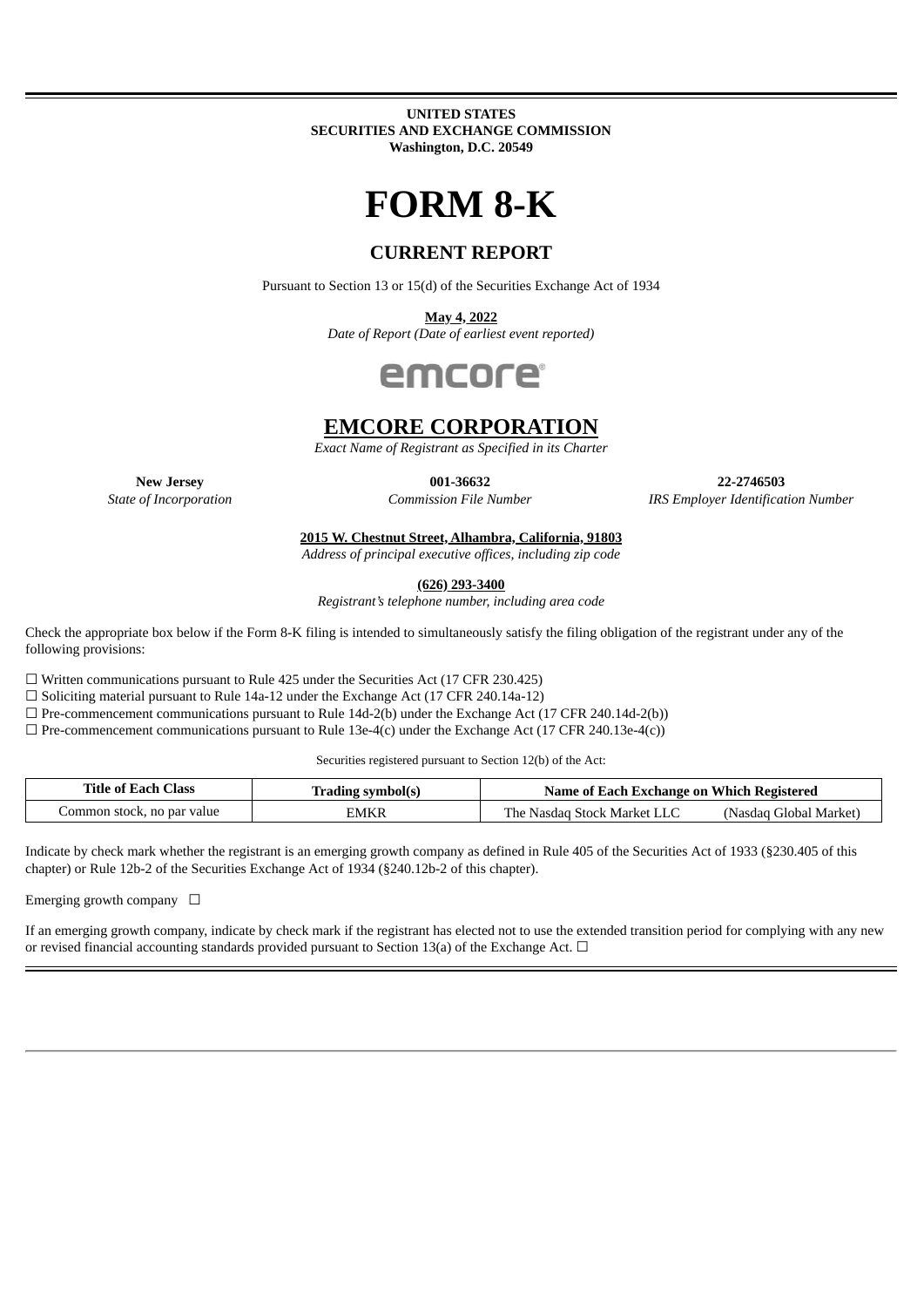**UNITED STATES**
**SECURITIES AND EXCHANGE COMMISSION**
**Washington, D.C. 20549**

# FORM 8-K

## CURRENT REPORT

Pursuant to Section 13 or 15(d) of the Securities Exchange Act of 1934

**May 4, 2022**
*Date of Report (Date of earliest event reported)*

emcore

## EMCORE CORPORATION

*Exact Name of Registrant as Specified in its Charter*

| **New Jersey** | **001-36632** | **22-2746503** |
| --- | --- | --- |
| *State of Incorporation* | *Commission File Number* | *IRS Employer Identification Number* |

**2015 W. Chestnut Street, Alhambra, California, 91803**
*Address of principal executive offices, including zip code*

**(626) 293-3400**
*Registrant's telephone number, including area code*

Check the appropriate box below if the Form 8-K filing is intended to simultaneously satisfy the filing obligation of the registrant under any of the following provisions:

☐ Written communications pursuant to Rule 425 under the Securities Act (17 CFR 230.425)
☐ Soliciting material pursuant to Rule 14a-12 under the Exchange Act (17 CFR 240.14a-12)
☐ Pre-commencement communications pursuant to Rule 14d-2(b) under the Exchange Act (17 CFR 240.14d-2(b))
☐ Pre-commencement communications pursuant to Rule 13e-4(c) under the Exchange Act (17 CFR 240.13e-4(c))

Securities registered pursuant to Section 12(b) of the Act:

| Title of Each Class | Trading symbol(s) | Name of Each Exchange on Which Registered |
| --- | --- | --- |
| Common stock, no par value | EMKR | The Nasdaq Stock Market LLC (Nasdaq Global Market) |

Indicate by check mark whether the registrant is an emerging growth company as defined in Rule 405 of the Securities Act of 1933 (§230.405 of this chapter) or Rule 12b-2 of the Securities Exchange Act of 1934 (§240.12b-2 of this chapter).

Emerging growth company ☐

If an emerging growth company, indicate by check mark if the registrant has elected not to use the extended transition period for complying with any new or revised financial accounting standards provided pursuant to Section 13(a) of the Exchange Act. ☐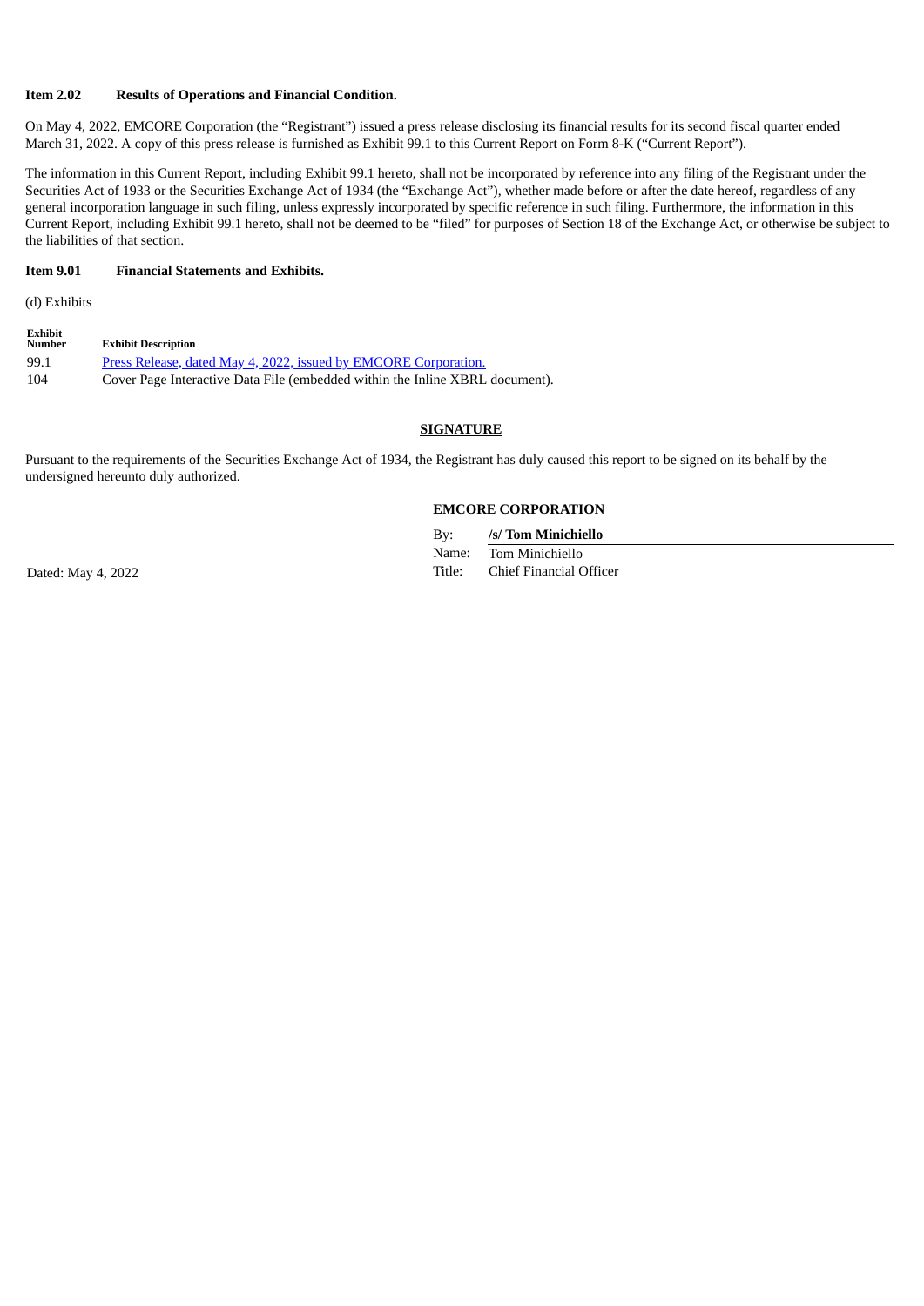**Item 2.02 Results of Operations and Financial Condition.**

On May 4, 2022, EMCORE Corporation (the "Registrant") issued a press release disclosing its financial results for its second fiscal quarter ended March 31, 2022. A copy of this press release is furnished as Exhibit 99.1 to this Current Report on Form 8-K ("Current Report").

The information in this Current Report, including Exhibit 99.1 hereto, shall not be incorporated by reference into any filing of the Registrant under the Securities Act of 1933 or the Securities Exchange Act of 1934 (the "Exchange Act"), whether made before or after the date hereof, regardless of any general incorporation language in such filing, unless expressly incorporated by specific reference in such filing. Furthermore, the information in this Current Report, including Exhibit 99.1 hereto, shall not be deemed to be "filed" for purposes of Section 18 of the Exchange Act, or otherwise be subject to the liabilities of that section.

**Item 9.01 Financial Statements and Exhibits.**

(d) Exhibits

| Exhibit Number | Exhibit Description |
|---|---|
| 99.1 | Press Release, dated May 4, 2022, issued by EMCORE Corporation. |
| 104 | Cover Page Interactive Data File (embedded within the Inline XBRL document). |

**SIGNATURE**

Pursuant to the requirements of the Securities Exchange Act of 1934, the Registrant has duly caused this report to be signed on its behalf by the undersigned hereunto duly authorized.

**EMCORE CORPORATION**

By: **/s/ Tom Minichiello**
Name: Tom Minichiello
Title: Chief Financial Officer

Dated: May 4, 2022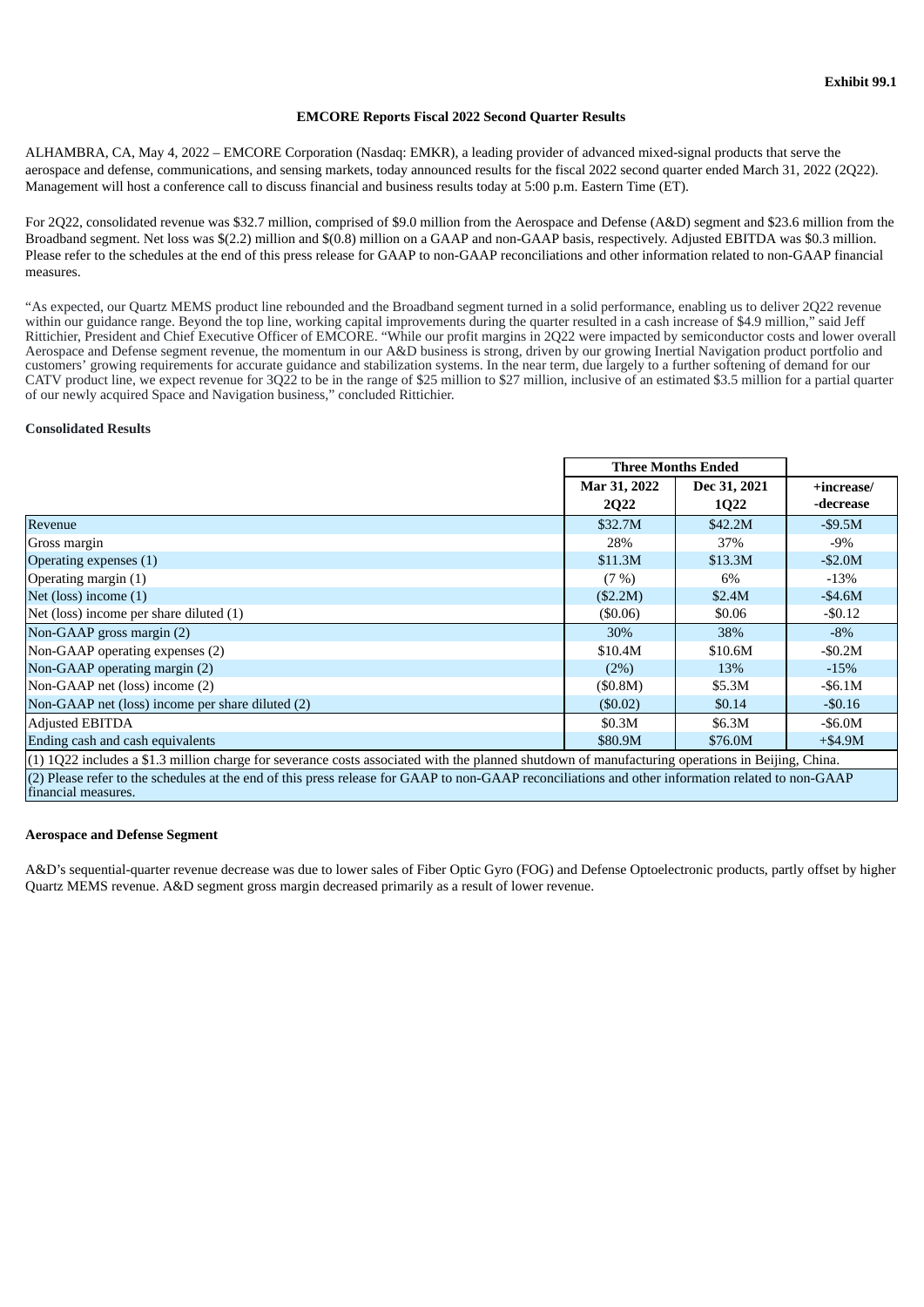Exhibit 99.1

**EMCORE Reports Fiscal 2022 Second Quarter Results**

ALHAMBRA, CA, May 4, 2022 – EMCORE Corporation (Nasdaq: EMKR), a leading provider of advanced mixed-signal products that serve the aerospace and defense, communications, and sensing markets, today announced results for the fiscal 2022 second quarter ended March 31, 2022 (2Q22). Management will host a conference call to discuss financial and business results today at 5:00 p.m. Eastern Time (ET).

For 2Q22, consolidated revenue was $32.7 million, comprised of $9.0 million from the Aerospace and Defense (A&D) segment and $23.6 million from the Broadband segment. Net loss was $(2.2) million and $(0.8) million on a GAAP and non-GAAP basis, respectively. Adjusted EBITDA was $0.3 million. Please refer to the schedules at the end of this press release for GAAP to non-GAAP reconciliations and other information related to non-GAAP financial measures.

"As expected, our Quartz MEMS product line rebounded and the Broadband segment turned in a solid performance, enabling us to deliver 2Q22 revenue within our guidance range. Beyond the top line, working capital improvements during the quarter resulted in a cash increase of $4.9 million," said Jeff Rittichier, President and Chief Executive Officer of EMCORE. "While our profit margins in 2Q22 were impacted by semiconductor costs and lower overall Aerospace and Defense segment revenue, the momentum in our A&D business is strong, driven by our growing Inertial Navigation product portfolio and customers' growing requirements for accurate guidance and stabilization systems. In the near term, due largely to a further softening of demand for our CATV product line, we expect revenue for 3Q22 to be in the range of $25 million to $27 million, inclusive of an estimated $3.5 million for a partial quarter of our newly acquired Space and Navigation business," concluded Rittichier.

**Consolidated Results**

| | Three Months Ended | | |
|---|---|---|---|
| | Mar 31, 2022 2Q22 | Dec 31, 2021 1Q22 | +increase/ -decrease |
| Revenue | $32.7M | $42.2M | -$9.5M |
| Gross margin | 28% | 37% | -9% |
| Operating expenses (1) | $11.3M | $13.3M | -$2.0M |
| Operating margin (1) | (7 %) | 6% | -13% |
| Net (loss) income (1) | ($2.2M) | $2.4M | -$4.6M |
| Net (loss) income per share diluted (1) | ($0.06) | $0.06 | -$0.12 |
| Non-GAAP gross margin (2) | 30% | 38% | -8% |
| Non-GAAP operating expenses (2) | $10.4M | $10.6M | -$0.2M |
| Non-GAAP operating margin (2) | (2%) | 13% | -15% |
| Non-GAAP net (loss) income (2) | ($0.8M) | $5.3M | -$6.1M |
| Non-GAAP net (loss) income per share diluted (2) | ($0.02) | $0.14 | -$0.16 |
| Adjusted EBITDA | $0.3M | $6.3M | -$6.0M |
| Ending cash and cash equivalents | $80.9M | $76.0M | +$4.9M |

(1) 1Q22 includes a $1.3 million charge for severance costs associated with the planned shutdown of manufacturing operations in Beijing, China.

(2) Please refer to the schedules at the end of this press release for GAAP to non-GAAP reconciliations and other information related to non-GAAP financial measures.

**Aerospace and Defense Segment**

A&D's sequential-quarter revenue decrease was due to lower sales of Fiber Optic Gyro (FOG) and Defense Optoelectronic products, partly offset by higher Quartz MEMS revenue. A&D segment gross margin decreased primarily as a result of lower revenue.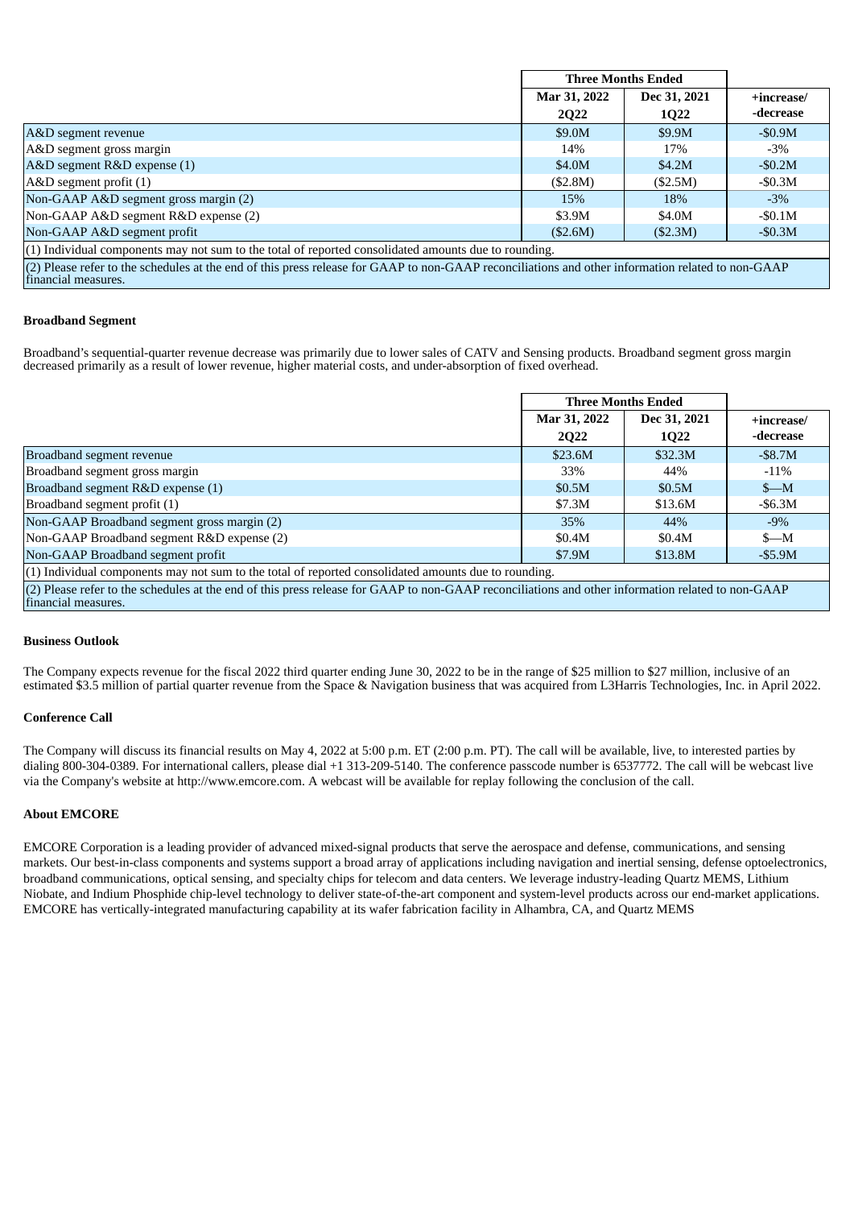| | Three Months Ended | | |
|---|---|---|---|
| | Mar 31, 2022 **2Q22** | Dec 31, 2021 **1Q22** | +increase/ -decrease |
| A&D segment revenue | $9.0M | $9.9M | -$0.9M |
| A&D segment gross margin | 14% | 17% | -3% |
| A&D segment R&D expense (1) | $4.0M | $4.2M | -$0.2M |
| A&D segment profit (1) | ($2.8M) | ($2.5M) | -$0.3M |
| Non-GAAP A&D segment gross margin (2) | 15% | 18% | -3% |
| Non-GAAP A&D segment R&D expense (2) | $3.9M | $4.0M | -$0.1M |
| Non-GAAP A&D segment profit | ($2.6M) | ($2.3M) | -$0.3M |

(1) Individual components may not sum to the total of reported consolidated amounts due to rounding.

(2) Please refer to the schedules at the end of this press release for GAAP to non-GAAP reconciliations and other information related to non-GAAP financial measures.

**Broadband Segment**

Broadband's sequential-quarter revenue decrease was primarily due to lower sales of CATV and Sensing products. Broadband segment gross margin decreased primarily as a result of lower revenue, higher material costs, and under-absorption of fixed overhead.

| | Three Months Ended | | |
|---|---|---|---|
| | Mar 31, 2022 **2Q22** | Dec 31, 2021 **1Q22** | +increase/ -decrease |
| Broadband segment revenue | $23.6M | $32.3M | -$8.7M |
| Broadband segment gross margin | 33% | 44% | -11% |
| Broadband segment R&D expense (1) | $0.5M | $0.5M | $—M |
| Broadband segment profit (1) | $7.3M | $13.6M | -$6.3M |
| Non-GAAP Broadband segment gross margin (2) | 35% | 44% | -9% |
| Non-GAAP Broadband segment R&D expense (2) | $0.4M | $0.4M | $—M |
| Non-GAAP Broadband segment profit | $7.9M | $13.8M | -$5.9M |

(1) Individual components may not sum to the total of reported consolidated amounts due to rounding.

(2) Please refer to the schedules at the end of this press release for GAAP to non-GAAP reconciliations and other information related to non-GAAP financial measures.

**Business Outlook**

The Company expects revenue for the fiscal 2022 third quarter ending June 30, 2022 to be in the range of $25 million to $27 million, inclusive of an estimated $3.5 million of partial quarter revenue from the Space & Navigation business that was acquired from L3Harris Technologies, Inc. in April 2022.

**Conference Call**

The Company will discuss its financial results on May 4, 2022 at 5:00 p.m. ET (2:00 p.m. PT). The call will be available, live, to interested parties by dialing 800-304-0389. For international callers, please dial +1 313-209-5140. The conference passcode number is 6537772. The call will be webcast live via the Company's website at http://www.emcore.com. A webcast will be available for replay following the conclusion of the call.

**About EMCORE**

EMCORE Corporation is a leading provider of advanced mixed-signal products that serve the aerospace and defense, communications, and sensing markets. Our best-in-class components and systems support a broad array of applications including navigation and inertial sensing, defense optoelectronics, broadband communications, optical sensing, and specialty chips for telecom and data centers. We leverage industry-leading Quartz MEMS, Lithium Niobate, and Indium Phosphide chip-level technology to deliver state-of-the-art component and system-level products across our end-market applications. EMCORE has vertically-integrated manufacturing capability at its wafer fabrication facility in Alhambra, CA, and Quartz MEMS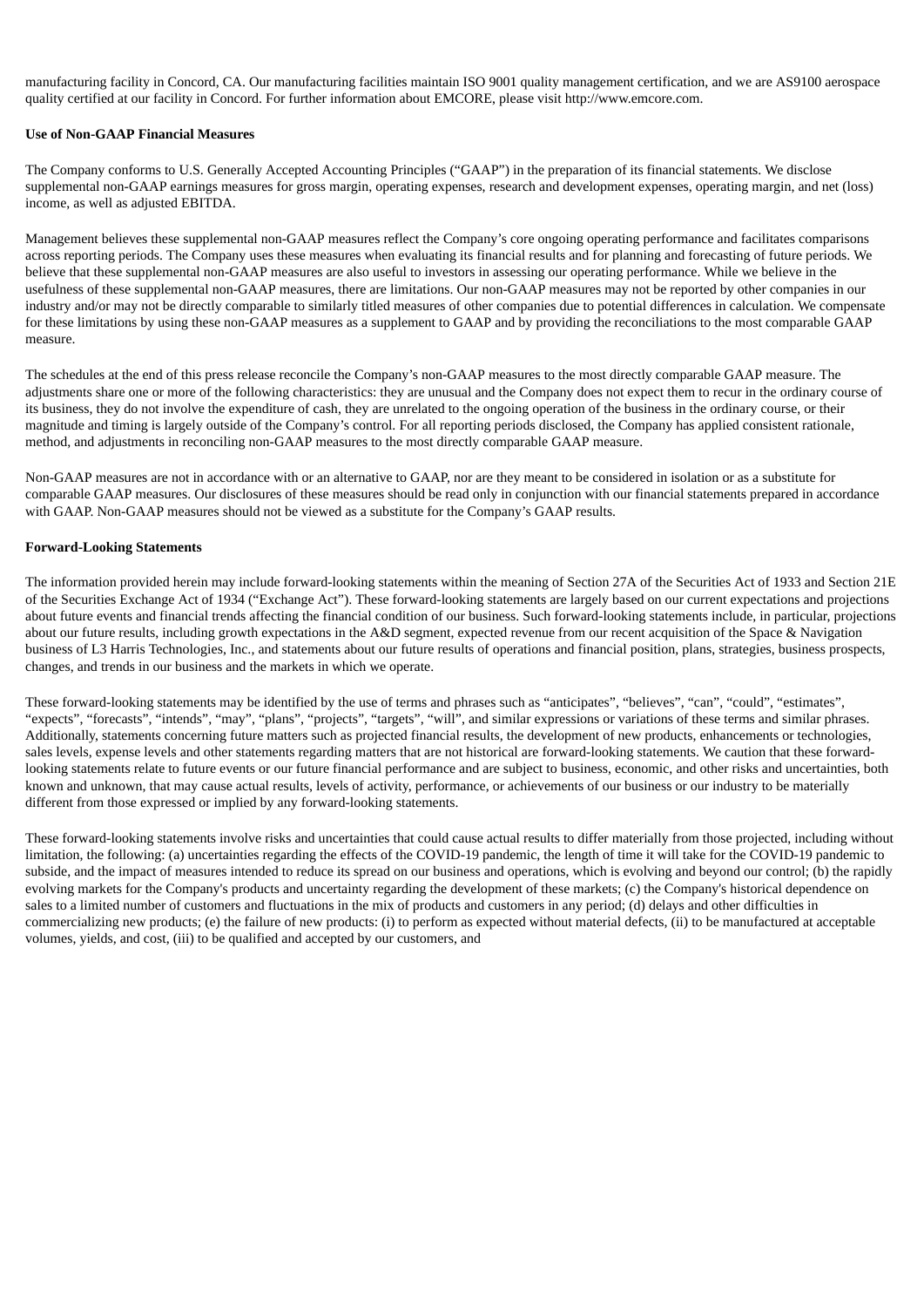manufacturing facility in Concord, CA. Our manufacturing facilities maintain ISO 9001 quality management certification, and we are AS9100 aerospace quality certified at our facility in Concord. For further information about EMCORE, please visit http://www.emcore.com.

**Use of Non-GAAP Financial Measures**

The Company conforms to U.S. Generally Accepted Accounting Principles ("GAAP") in the preparation of its financial statements. We disclose supplemental non-GAAP earnings measures for gross margin, operating expenses, research and development expenses, operating margin, and net (loss) income, as well as adjusted EBITDA.

Management believes these supplemental non-GAAP measures reflect the Company's core ongoing operating performance and facilitates comparisons across reporting periods. The Company uses these measures when evaluating its financial results and for planning and forecasting of future periods. We believe that these supplemental non-GAAP measures are also useful to investors in assessing our operating performance. While we believe in the usefulness of these supplemental non-GAAP measures, there are limitations. Our non-GAAP measures may not be reported by other companies in our industry and/or may not be directly comparable to similarly titled measures of other companies due to potential differences in calculation. We compensate for these limitations by using these non-GAAP measures as a supplement to GAAP and by providing the reconciliations to the most comparable GAAP measure.

The schedules at the end of this press release reconcile the Company's non-GAAP measures to the most directly comparable GAAP measure. The adjustments share one or more of the following characteristics: they are unusual and the Company does not expect them to recur in the ordinary course of its business, they do not involve the expenditure of cash, they are unrelated to the ongoing operation of the business in the ordinary course, or their magnitude and timing is largely outside of the Company's control. For all reporting periods disclosed, the Company has applied consistent rationale, method, and adjustments in reconciling non-GAAP measures to the most directly comparable GAAP measure.

Non-GAAP measures are not in accordance with or an alternative to GAAP, nor are they meant to be considered in isolation or as a substitute for comparable GAAP measures. Our disclosures of these measures should be read only in conjunction with our financial statements prepared in accordance with GAAP. Non-GAAP measures should not be viewed as a substitute for the Company's GAAP results.

**Forward-Looking Statements**

The information provided herein may include forward-looking statements within the meaning of Section 27A of the Securities Act of 1933 and Section 21E of the Securities Exchange Act of 1934 ("Exchange Act"). These forward-looking statements are largely based on our current expectations and projections about future events and financial trends affecting the financial condition of our business. Such forward-looking statements include, in particular, projections about our future results, including growth expectations in the A&D segment, expected revenue from our recent acquisition of the Space & Navigation business of L3 Harris Technologies, Inc., and statements about our future results of operations and financial position, plans, strategies, business prospects, changes, and trends in our business and the markets in which we operate.

These forward-looking statements may be identified by the use of terms and phrases such as "anticipates", "believes", "can", "could", "estimates", "expects", "forecasts", "intends", "may", "plans", "projects", "targets", "will", and similar expressions or variations of these terms and similar phrases. Additionally, statements concerning future matters such as projected financial results, the development of new products, enhancements or technologies, sales levels, expense levels and other statements regarding matters that are not historical are forward-looking statements. We caution that these forward-looking statements relate to future events or our future financial performance and are subject to business, economic, and other risks and uncertainties, both known and unknown, that may cause actual results, levels of activity, performance, or achievements of our business or our industry to be materially different from those expressed or implied by any forward-looking statements.

These forward-looking statements involve risks and uncertainties that could cause actual results to differ materially from those projected, including without limitation, the following: (a) uncertainties regarding the effects of the COVID-19 pandemic, the length of time it will take for the COVID-19 pandemic to subside, and the impact of measures intended to reduce its spread on our business and operations, which is evolving and beyond our control; (b) the rapidly evolving markets for the Company's products and uncertainty regarding the development of these markets; (c) the Company's historical dependence on sales to a limited number of customers and fluctuations in the mix of products and customers in any period; (d) delays and other difficulties in commercializing new products; (e) the failure of new products: (i) to perform as expected without material defects, (ii) to be manufactured at acceptable volumes, yields, and cost, (iii) to be qualified and accepted by our customers, and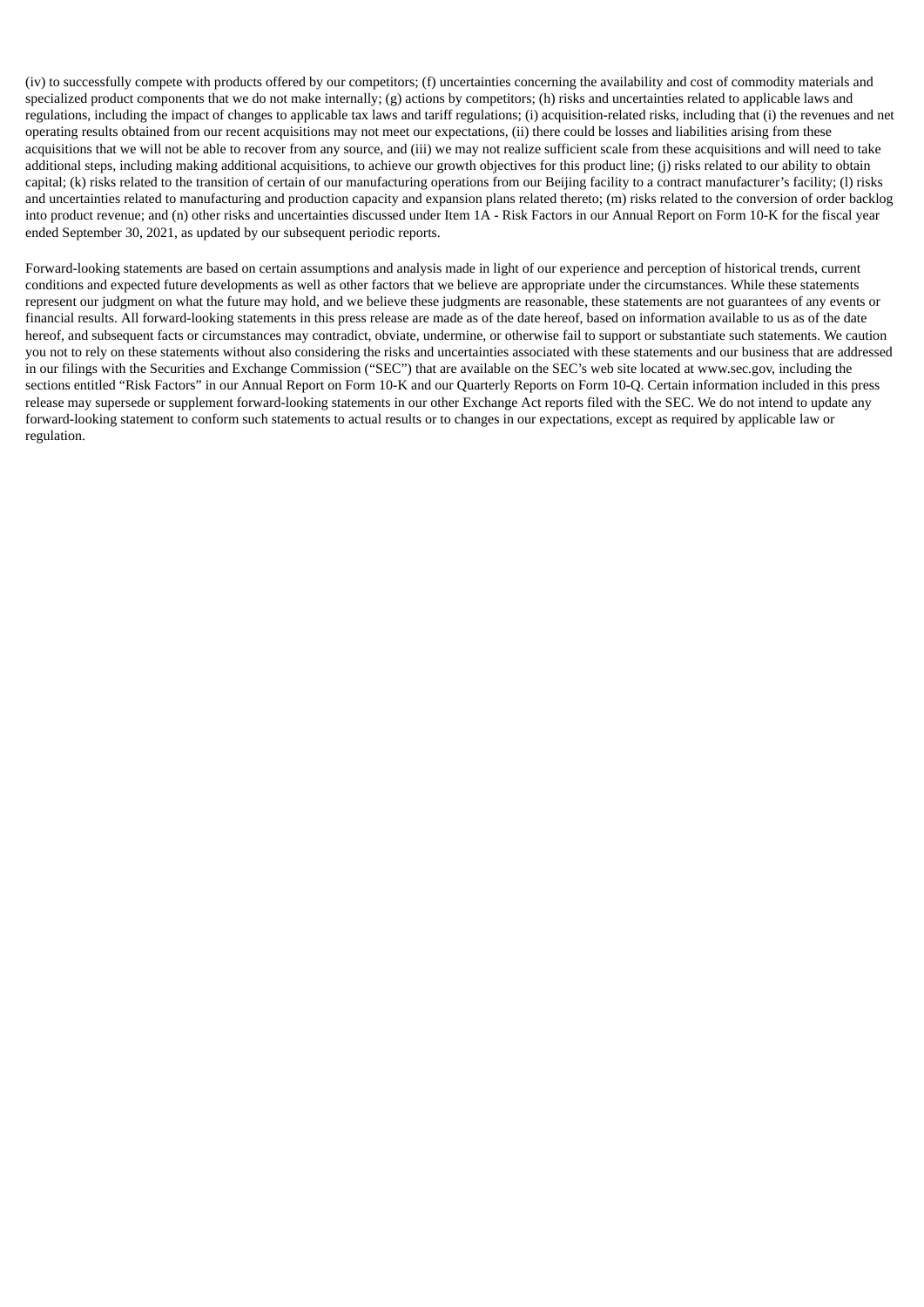(iv) to successfully compete with products offered by our competitors; (f) uncertainties concerning the availability and cost of commodity materials and specialized product components that we do not make internally; (g) actions by competitors; (h) risks and uncertainties related to applicable laws and regulations, including the impact of changes to applicable tax laws and tariff regulations; (i) acquisition-related risks, including that (i) the revenues and net operating results obtained from our recent acquisitions may not meet our expectations, (ii) there could be losses and liabilities arising from these acquisitions that we will not be able to recover from any source, and (iii) we may not realize sufficient scale from these acquisitions and will need to take additional steps, including making additional acquisitions, to achieve our growth objectives for this product line; (j) risks related to our ability to obtain capital; (k) risks related to the transition of certain of our manufacturing operations from our Beijing facility to a contract manufacturer's facility; (l) risks and uncertainties related to manufacturing and production capacity and expansion plans related thereto; (m) risks related to the conversion of order backlog into product revenue; and (n) other risks and uncertainties discussed under Item 1A - Risk Factors in our Annual Report on Form 10-K for the fiscal year ended September 30, 2021, as updated by our subsequent periodic reports.

Forward-looking statements are based on certain assumptions and analysis made in light of our experience and perception of historical trends, current conditions and expected future developments as well as other factors that we believe are appropriate under the circumstances. While these statements represent our judgment on what the future may hold, and we believe these judgments are reasonable, these statements are not guarantees of any events or financial results. All forward-looking statements in this press release are made as of the date hereof, based on information available to us as of the date hereof, and subsequent facts or circumstances may contradict, obviate, undermine, or otherwise fail to support or substantiate such statements. We caution you not to rely on these statements without also considering the risks and uncertainties associated with these statements and our business that are addressed in our filings with the Securities and Exchange Commission ("SEC") that are available on the SEC's web site located at www.sec.gov, including the sections entitled "Risk Factors" in our Annual Report on Form 10-K and our Quarterly Reports on Form 10-Q. Certain information included in this press release may supersede or supplement forward-looking statements in our other Exchange Act reports filed with the SEC. We do not intend to update any forward-looking statement to conform such statements to actual results or to changes in our expectations, except as required by applicable law or regulation.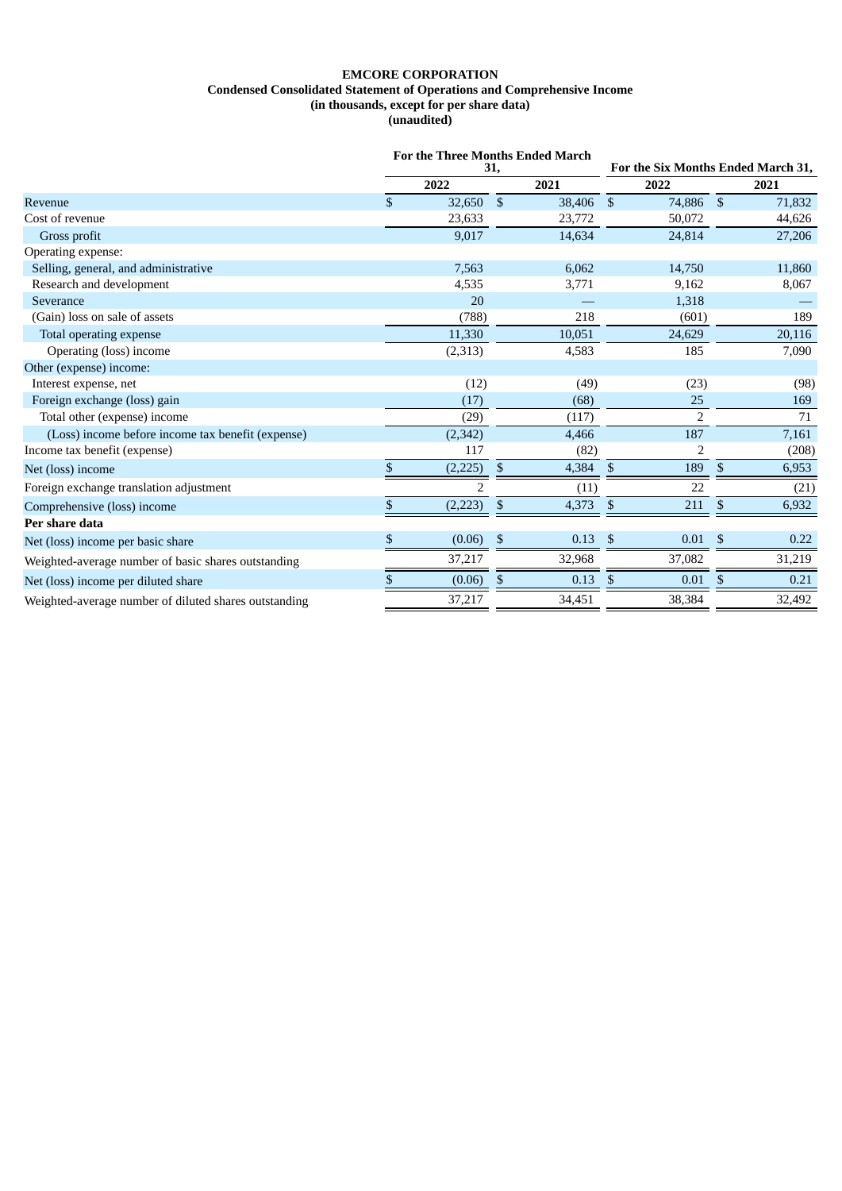**EMCORE CORPORATION**
**Condensed Consolidated Statement of Operations and Comprehensive Income**
**(in thousands, except for per share data)**
**(unaudited)**

| | For the Three Months Ended March 31, | | For the Six Months Ended March 31, | |
|---|---|---|---|---|
| | 2022 | 2021 | 2022 | 2021 |
| Revenue | $ 32,650 | $ 38,406 | $ 74,886 | $ 71,832 |
| Cost of revenue | 23,633 | 23,772 | 50,072 | 44,626 |
| Gross profit | 9,017 | 14,634 | 24,814 | 27,206 |
| Operating expense: | | | | |
| Selling, general, and administrative | 7,563 | 6,062 | 14,750 | 11,860 |
| Research and development | 4,535 | 3,771 | 9,162 | 8,067 |
| Severance | 20 | — | 1,318 | — |
| (Gain) loss on sale of assets | (788) | 218 | (601) | 189 |
| Total operating expense | 11,330 | 10,051 | 24,629 | 20,116 |
| Operating (loss) income | (2,313) | 4,583 | 185 | 7,090 |
| Other (expense) income: | | | | |
| Interest expense, net | (12) | (49) | (23) | (98) |
| Foreign exchange (loss) gain | (17) | (68) | 25 | 169 |
| Total other (expense) income | (29) | (117) | 2 | 71 |
| (Loss) income before income tax benefit (expense) | (2,342) | 4,466 | 187 | 7,161 |
| Income tax benefit (expense) | 117 | (82) | 2 | (208) |
| Net (loss) income | $ (2,225) | $ 4,384 | $ 189 | $ 6,953 |
| Foreign exchange translation adjustment | 2 | (11) | 22 | (21) |
| Comprehensive (loss) income | $ (2,223) | $ 4,373 | $ 211 | $ 6,932 |
| **Per share data** | | | | |
| Net (loss) income per basic share | $ (0.06) | $ 0.13 | $ 0.01 | $ 0.22 |
| Weighted-average number of basic shares outstanding | 37,217 | 32,968 | 37,082 | 31,219 |
| Net (loss) income per diluted share | $ (0.06) | $ 0.13 | $ 0.01 | $ 0.21 |
| Weighted-average number of diluted shares outstanding | 37,217 | 34,451 | 38,384 | 32,492 |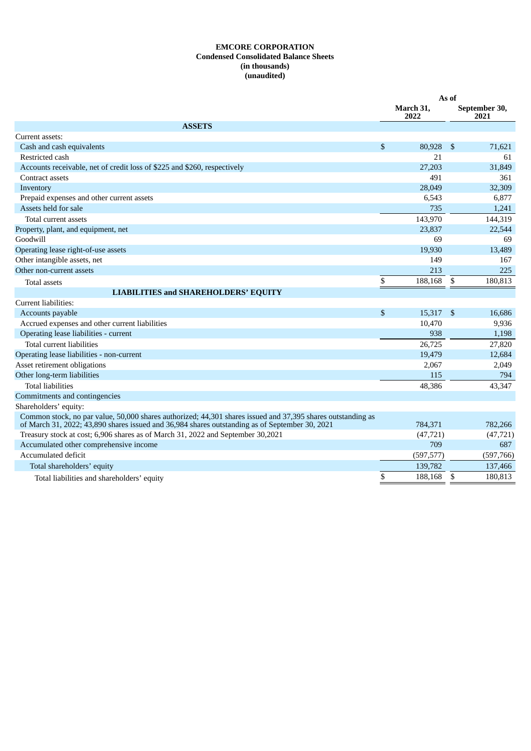**EMCORE CORPORATION**
**Condensed Consolidated Balance Sheets**
**(in thousands)**
**(unaudited)**

| | As of | |
|---|---|---|
| | March 31, 2022 | September 30, 2021 |
| **ASSETS** | | |
| Current assets: | | |
| Cash and cash equivalents | $ 80,928 | $ 71,621 |
| Restricted cash | 21 | 61 |
| Accounts receivable, net of credit loss of $225 and $260, respectively | 27,203 | 31,849 |
| Contract assets | 491 | 361 |
| Inventory | 28,049 | 32,309 |
| Prepaid expenses and other current assets | 6,543 | 6,877 |
| Assets held for sale | 735 | 1,241 |
| Total current assets | 143,970 | 144,319 |
| Property, plant, and equipment, net | 23,837 | 22,544 |
| Goodwill | 69 | 69 |
| Operating lease right-of-use assets | 19,930 | 13,489 |
| Other intangible assets, net | 149 | 167 |
| Other non-current assets | 213 | 225 |
| Total assets | $ 188,168 | $ 180,813 |
| **LIABILITIES and SHAREHOLDERS' EQUITY** | | |
| Current liabilities: | | |
| Accounts payable | $ 15,317 | $ 16,686 |
| Accrued expenses and other current liabilities | 10,470 | 9,936 |
| Operating lease liabilities - current | 938 | 1,198 |
| Total current liabilities | 26,725 | 27,820 |
| Operating lease liabilities - non-current | 19,479 | 12,684 |
| Asset retirement obligations | 2,067 | 2,049 |
| Other long-term liabilities | 115 | 794 |
| Total liabilities | 48,386 | 43,347 |
| Commitments and contingencies | | |
| Shareholders' equity: | | |
| Common stock, no par value, 50,000 shares authorized; 44,301 shares issued and 37,395 shares outstanding as of March 31, 2022; 43,890 shares issued and 36,984 shares outstanding as of September 30, 2021 | 784,371 | 782,266 |
| Treasury stock at cost; 6,906 shares as of March 31, 2022 and September 30,2021 | (47,721) | (47,721) |
| Accumulated other comprehensive income | 709 | 687 |
| Accumulated deficit | (597,577) | (597,766) |
| Total shareholders' equity | 139,782 | 137,466 |
| Total liabilities and shareholders' equity | $ 188,168 | $ 180,813 |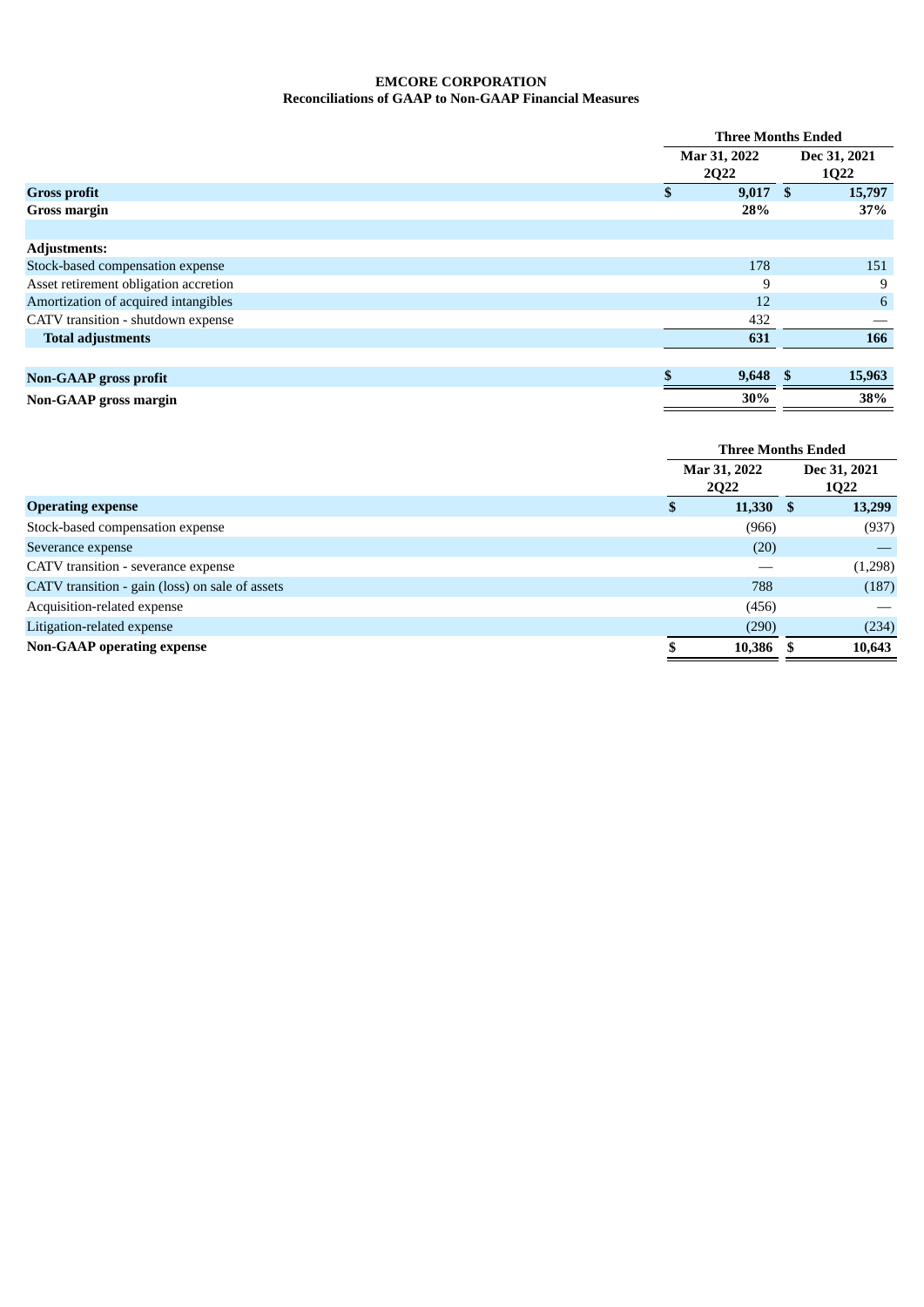**EMCORE CORPORATION**
**Reconciliations of GAAP to Non-GAAP Financial Measures**

| | Three Months Ended | |
|---|---|---|
| | Mar 31, 2022 2Q22 | Dec 31, 2021 1Q22 |
| **Gross profit** | **$ 9,017** | **$ 15,797** |
| **Gross margin** | **28%** | **37%** |
| | | |
| **Adjustments:** | | |
| Stock-based compensation expense | 178 | 151 |
| Asset retirement obligation accretion | 9 | 9 |
| Amortization of acquired intangibles | 12 | 6 |
| CATV transition - shutdown expense | 432 | — |
| **Total adjustments** | **631** | **166** |
| | | |
| **Non-GAAP gross profit** | **$ 9,648** | **$ 15,963** |
| **Non-GAAP gross margin** | **30%** | **38%** |

| | Three Months Ended | |
|---|---|---|
| | Mar 31, 2022 2Q22 | Dec 31, 2021 1Q22 |
| **Operating expense** | **$ 11,330** | **$ 13,299** |
| Stock-based compensation expense | (966) | (937) |
| Severance expense | (20) | — |
| CATV transition - severance expense | — | (1,298) |
| CATV transition - gain (loss) on sale of assets | 788 | (187) |
| Acquisition-related expense | (456) | — |
| Litigation-related expense | (290) | (234) |
| **Non-GAAP operating expense** | **$ 10,386** | **$ 10,643** |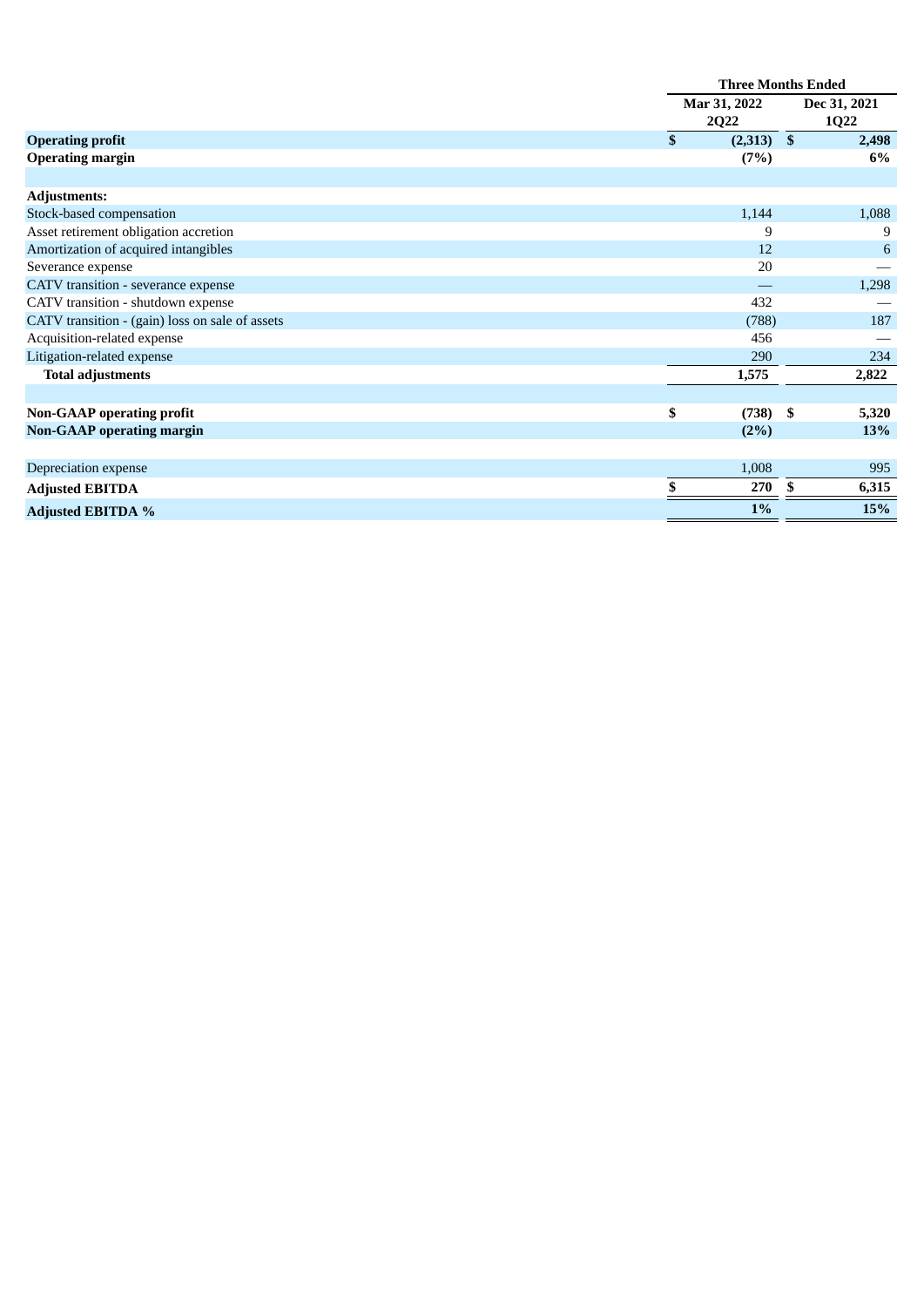| | Three Months Ended | |
|---|---|---|
| | Mar 31, 2022 2Q22 | Dec 31, 2021 1Q22 |
| **Operating profit** | **$ (2,313)** | **$ 2,498** |
| **Operating margin** | **(7%)** | **6%** |
| | | |
| **Adjustments:** | | |
| Stock-based compensation | 1,144 | 1,088 |
| Asset retirement obligation accretion | 9 | 9 |
| Amortization of acquired intangibles | 12 | 6 |
| Severance expense | 20 | — |
| CATV transition - severance expense | — | 1,298 |
| CATV transition - shutdown expense | 432 | — |
| CATV transition - (gain) loss on sale of assets | (788) | 187 |
| Acquisition-related expense | 456 | — |
| Litigation-related expense | 290 | 234 |
| **Total adjustments** | **1,575** | **2,822** |
| | | |
| **Non-GAAP operating profit** | **$ (738)** | **$ 5,320** |
| **Non-GAAP operating margin** | **(2%)** | **13%** |
| | | |
| Depreciation expense | 1,008 | 995 |
| **Adjusted EBITDA** | **$ 270** | **$ 6,315** |
| **Adjusted EBITDA %** | **1%** | **15%** |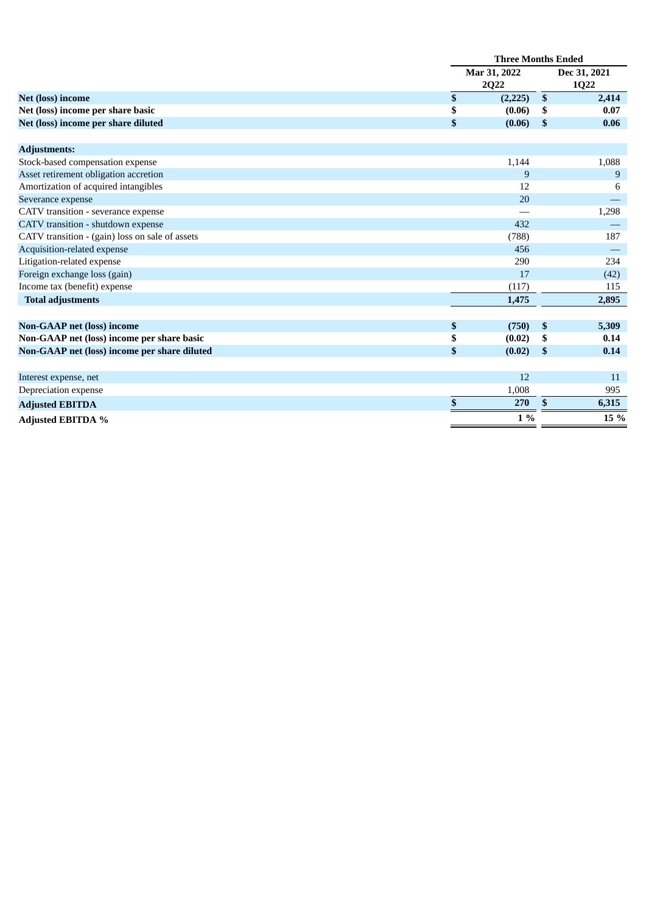| | Three Months Ended | |
|---|---|---|
| | Mar 31, 2022 2Q22 | Dec 31, 2021 1Q22 |
| **Net (loss) income** | **$ (2,225)** | **$ 2,414** |
| **Net (loss) income per share basic** | **$ (0.06)** | **$ 0.07** |
| **Net (loss) income per share diluted** | **$ (0.06)** | **$ 0.06** |
| | | |
| **Adjustments:** | | |
| Stock-based compensation expense | 1,144 | 1,088 |
| Asset retirement obligation accretion | 9 | 9 |
| Amortization of acquired intangibles | 12 | 6 |
| Severance expense | 20 | — |
| CATV transition - severance expense | — | 1,298 |
| CATV transition - shutdown expense | 432 | — |
| CATV transition - (gain) loss on sale of assets | (788) | 187 |
| Acquisition-related expense | 456 | — |
| Litigation-related expense | 290 | 234 |
| Foreign exchange loss (gain) | 17 | (42) |
| Income tax (benefit) expense | (117) | 115 |
| **Total adjustments** | **1,475** | **2,895** |
| | | |
| **Non-GAAP net (loss) income** | **$ (750)** | **$ 5,309** |
| **Non-GAAP net (loss) income per share basic** | **$ (0.02)** | **$ 0.14** |
| **Non-GAAP net (loss) income per share diluted** | **$ (0.02)** | **$ 0.14** |
| | | |
| Interest expense, net | 12 | 11 |
| Depreciation expense | 1,008 | 995 |
| **Adjusted EBITDA** | **$ 270** | **$ 6,315** |
| **Adjusted EBITDA %** | **1 %** | **15 %** |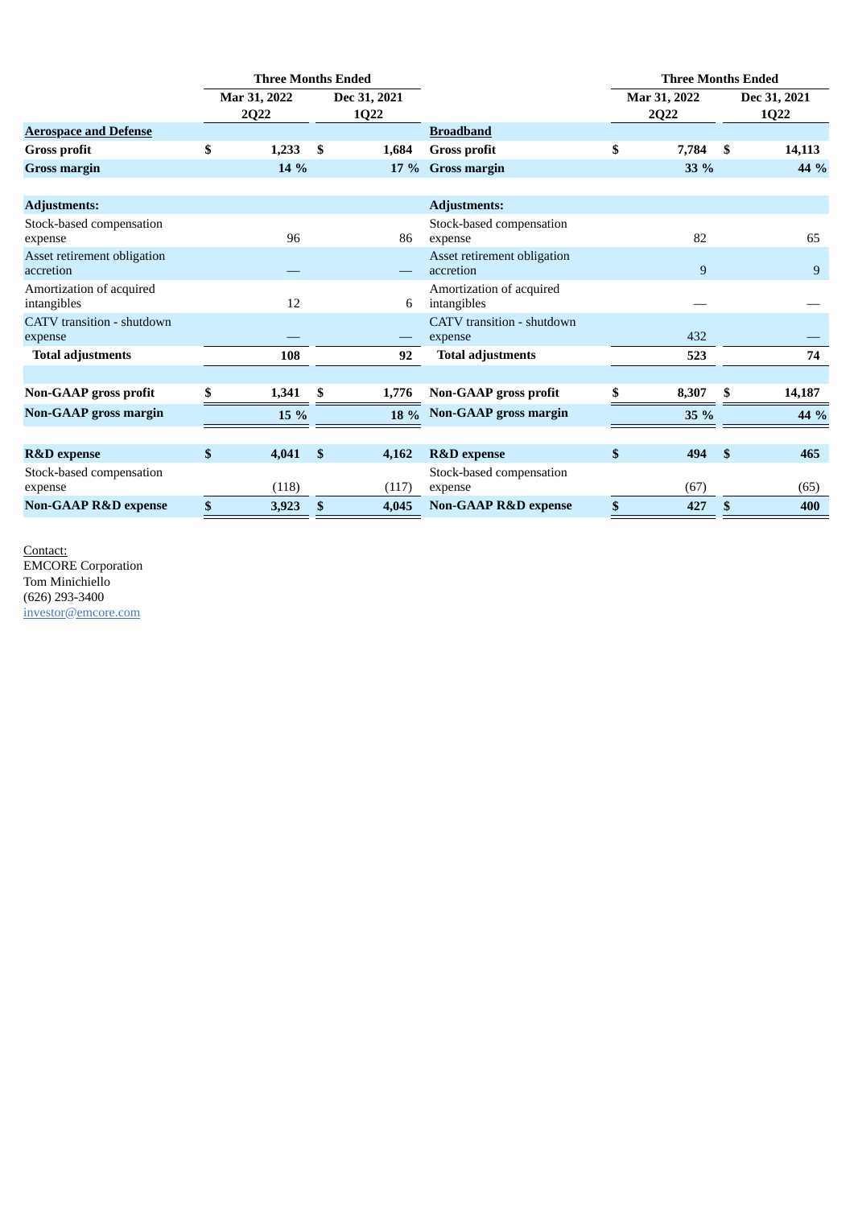| | Three Months Ended | |
|---|---|---|
| | Mar 31, 2022 2Q22 | Dec 31, 2021 1Q22 |
| **Aerospace and Defense** | | |
| **Gross profit** | **$ 1,233** | **$ 1,684** |
| **Gross margin** | **14 %** | **17 %** |
| | | |
| **Adjustments:** | | |
| Stock-based compensation expense | 96 | 86 |
| Asset retirement obligation accretion | — | — |
| Amortization of acquired intangibles | 12 | 6 |
| CATV transition - shutdown expense | — | — |
| **Total adjustments** | **108** | **92** |
| | | |
| **Non-GAAP gross profit** | **$ 1,341** | **$ 1,776** |
| **Non-GAAP gross margin** | **15 %** | **18 %** |
| | | |
| **R&D expense** | **$ 4,041** | **$ 4,162** |
| Stock-based compensation expense | (118) | (117) |
| **Non-GAAP R&D expense** | **$ 3,923** | **$ 4,045** |

| | Three Months Ended | |
|---|---|---|
| | Mar 31, 2022 2Q22 | Dec 31, 2021 1Q22 |
| **Broadband** | | |
| **Gross profit** | **$ 7,784** | **$ 14,113** |
| **Gross margin** | **33 %** | **44 %** |
| | | |
| **Adjustments:** | | |
| Stock-based compensation expense | 82 | 65 |
| Asset retirement obligation accretion | 9 | 9 |
| Amortization of acquired intangibles | — | — |
| CATV transition - shutdown expense | 432 | — |
| **Total adjustments** | **523** | **74** |
| | | |
| **Non-GAAP gross profit** | **$ 8,307** | **$ 14,187** |
| **Non-GAAP gross margin** | **35 %** | **44 %** |
| | | |
| **R&D expense** | **$ 494** | **$ 465** |
| Stock-based compensation expense | (67) | (65) |
| **Non-GAAP R&D expense** | **$ 427** | **$ 400** |

Contact:
EMCORE Corporation
Tom Minichiello
(626) 293-3400
investor@emcore.com